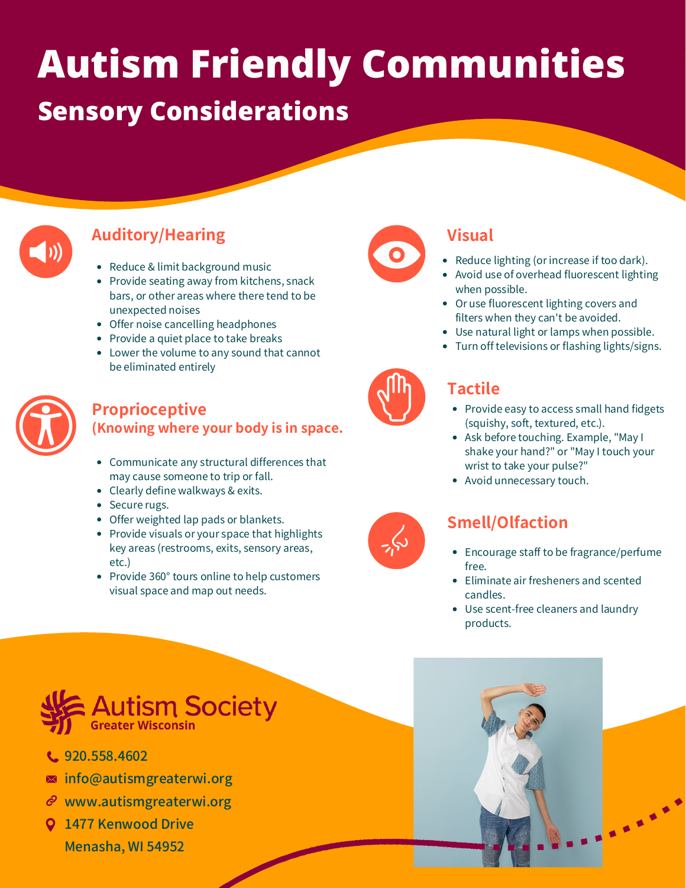# Autism Friendly Communities

## Sensory Considerations

### Auditory/Hearing

- Reduce & limit background music
- Provide seating away from kitchens, snack bars, or other areas where there tend to be unexpected noises
- Offer noise cancelling headphones
- Provide a quiet place to take breaks
- Lower the volume to any sound that cannot be eliminated entirely

### Proprioceptive
### (Knowing where your body is in space.

- Communicate any structural differences that may cause someone to trip or fall.
- Clearly define walkways & exits.
- Secure rugs.
- Offer weighted lap pads or blankets.
- Provide visuals or your space that highlights key areas (restrooms, exits, sensory areas, etc.)
- Provide 360° tours online to help customers visual space and map out needs.

### Visual

- Reduce lighting (or increase if too dark).
- Avoid use of overhead fluorescent lighting when possible.
- Or use fluorescent lighting covers and filters when they can't be avoided.
- Use natural light or lamps when possible.
- Turn off televisions or flashing lights/signs.

### Tactile

- Provide easy to access small hand fidgets (squishy, soft, textured, etc.).
- Ask before touching. Example, "May I shake your hand?" or "May I touch your wrist to take your pulse?"
- Avoid unnecessary touch.

### Smell/Olfaction

- Encourage staff to be fragrance/perfume free.
- Eliminate air fresheners and scented candles.
- Use scent-free cleaners and laundry products.

**Autism Society**
**Greater Wisconsin**

920.558.4602
info@autismgreaterwi.org
www.autismgreaterwi.org
1477 Kenwood Drive
Menasha, WI 54952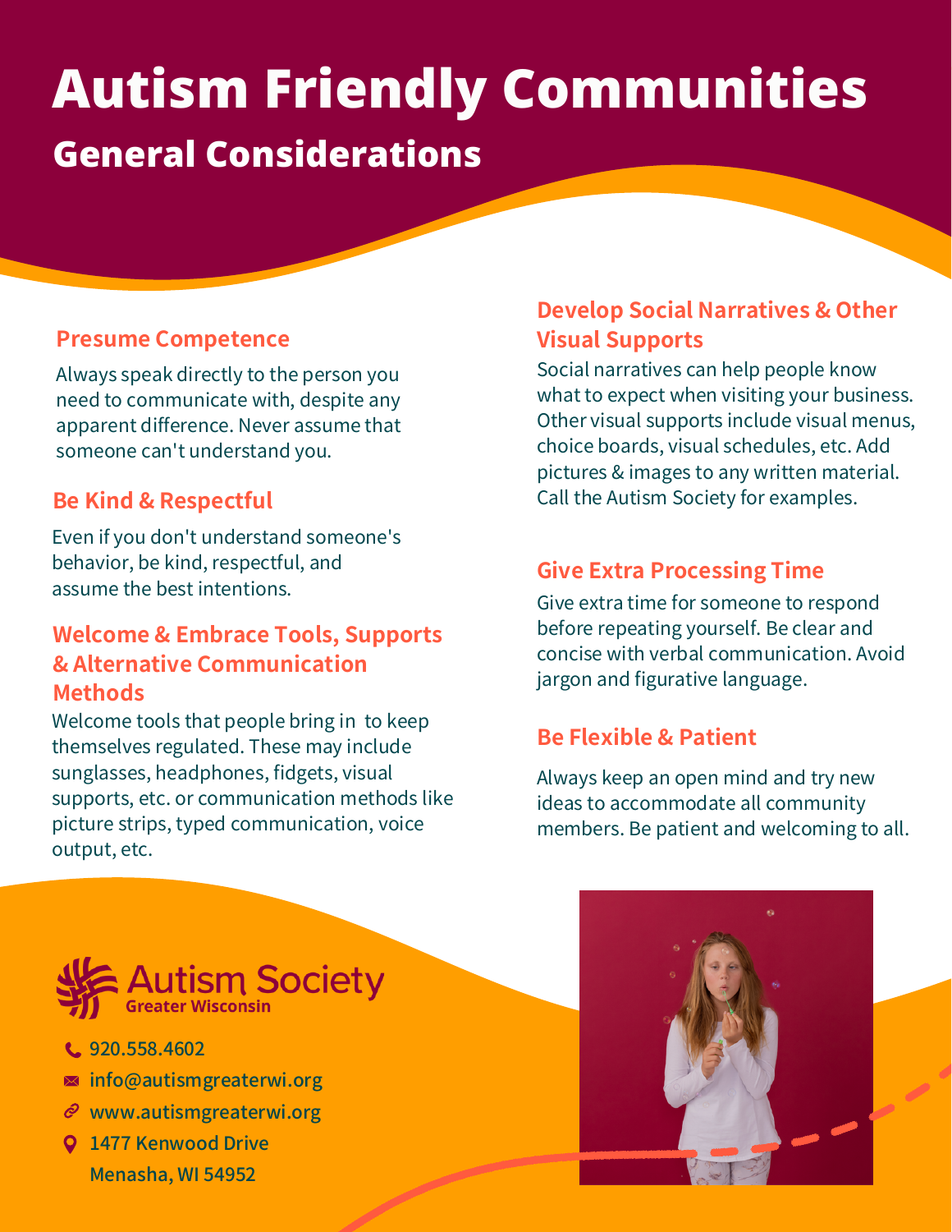# Autism Friendly Communities

## General Considerations

### Presume Competence

Always speak directly to the person you need to communicate with, despite any apparent difference. Never assume that someone can't understand you.

### Be Kind & Respectful

Even if you don't understand someone's behavior, be kind, respectful, and assume the best intentions.

### Welcome & Embrace Tools, Supports & Alternative Communication Methods

Welcome tools that people bring in to keep themselves regulated. These may include sunglasses, headphones, fidgets, visual supports, etc. or communication methods like picture strips, typed communication, voice output, etc.

### Develop Social Narratives & Other Visual Supports

Social narratives can help people know what to expect when visiting your business. Other visual supports include visual menus, choice boards, visual schedules, etc. Add pictures & images to any written material. Call the Autism Society for examples.

### Give Extra Processing Time

Give extra time for someone to respond before repeating yourself. Be clear and concise with verbal communication. Avoid jargon and figurative language.

### Be Flexible & Patient

Always keep an open mind and try new ideas to accommodate all community members. Be patient and welcoming to all.

**Autism Society**
**Greater Wisconsin**

- 920.558.4602
- info@autismgreaterwi.org
- www.autismgreaterwi.org
- 1477 Kenwood Drive
  Menasha, WI 54952